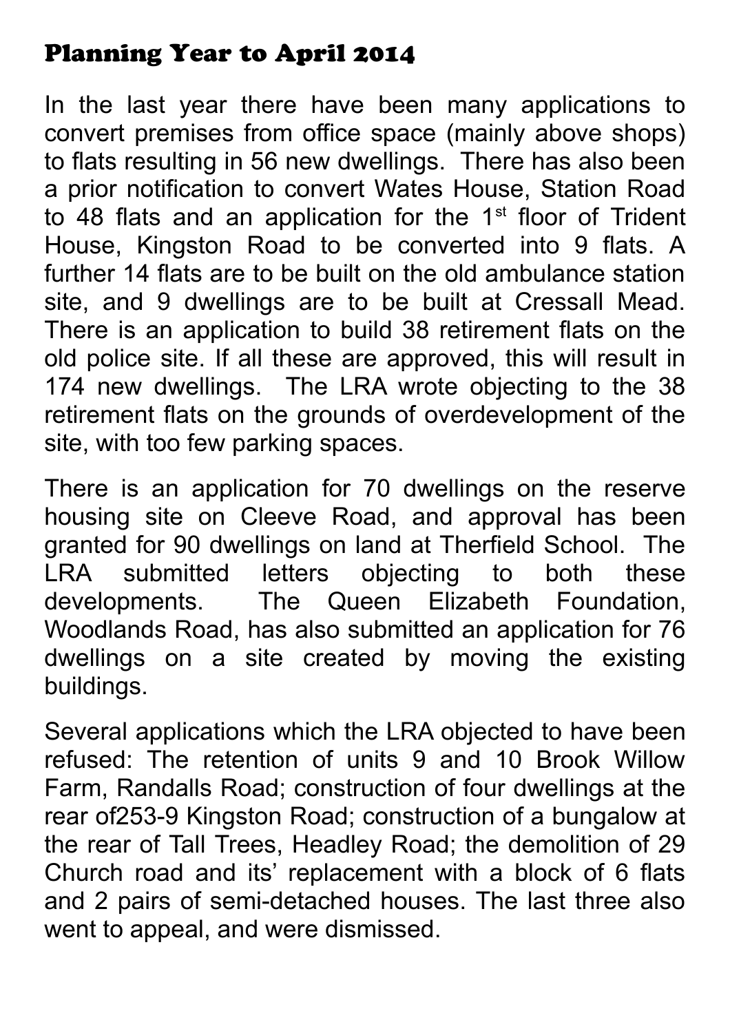## Planning Year to April 2014

In the last year there have been many applications to convert premises from office space (mainly above shops) to flats resulting in 56 new dwellings. There has also been a prior notification to convert Wates House, Station Road to 48 flats and an application for the 1st floor of Trident House, Kingston Road to be converted into 9 flats. A further 14 flats are to be built on the old ambulance station site, and 9 dwellings are to be built at Cressall Mead. There is an application to build 38 retirement flats on the old police site. If all these are approved, this will result in 174 new dwellings. The LRA wrote objecting to the 38 retirement flats on the grounds of overdevelopment of the site, with too few parking spaces.

There is an application for 70 dwellings on the reserve housing site on Cleeve Road, and approval has been granted for 90 dwellings on land at Therfield School. The LRA submitted letters objecting to both these developments. The Queen Elizabeth Foundation, Woodlands Road, has also submitted an application for 76 dwellings on a site created by moving the existing buildings.

Several applications which the LRA objected to have been refused: The retention of units 9 and 10 Brook Willow Farm, Randalls Road; construction of four dwellings at the rear of253-9 Kingston Road; construction of a bungalow at the rear of Tall Trees, Headley Road; the demolition of 29 Church road and its' replacement with a block of 6 flats and 2 pairs of semi-detached houses. The last three also went to appeal, and were dismissed.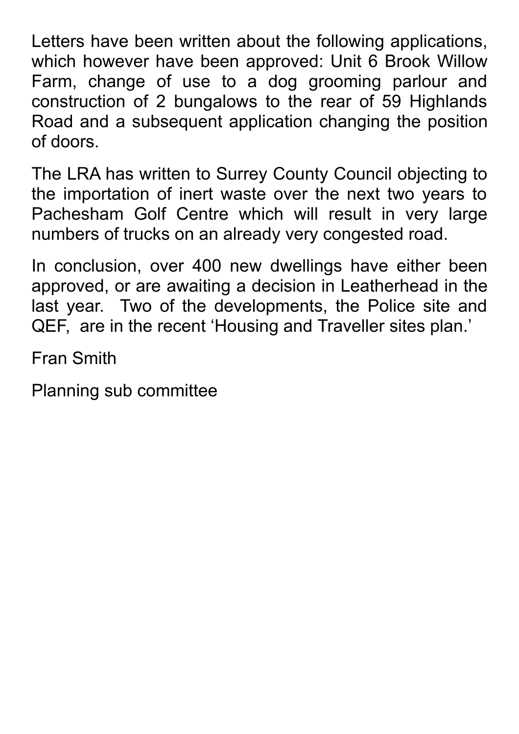Letters have been written about the following applications, which however have been approved: Unit 6 Brook Willow Farm, change of use to a dog grooming parlour and construction of 2 bungalows to the rear of 59 Highlands Road and a subsequent application changing the position of doors.

The LRA has written to Surrey County Council objecting to the importation of inert waste over the next two years to Pachesham Golf Centre which will result in very large numbers of trucks on an already very congested road.

In conclusion, over 400 new dwellings have either been approved, or are awaiting a decision in Leatherhead in the last year. Two of the developments, the Police site and QEF, are in the recent 'Housing and Traveller sites plan.'

Fran Smith

Planning sub committee